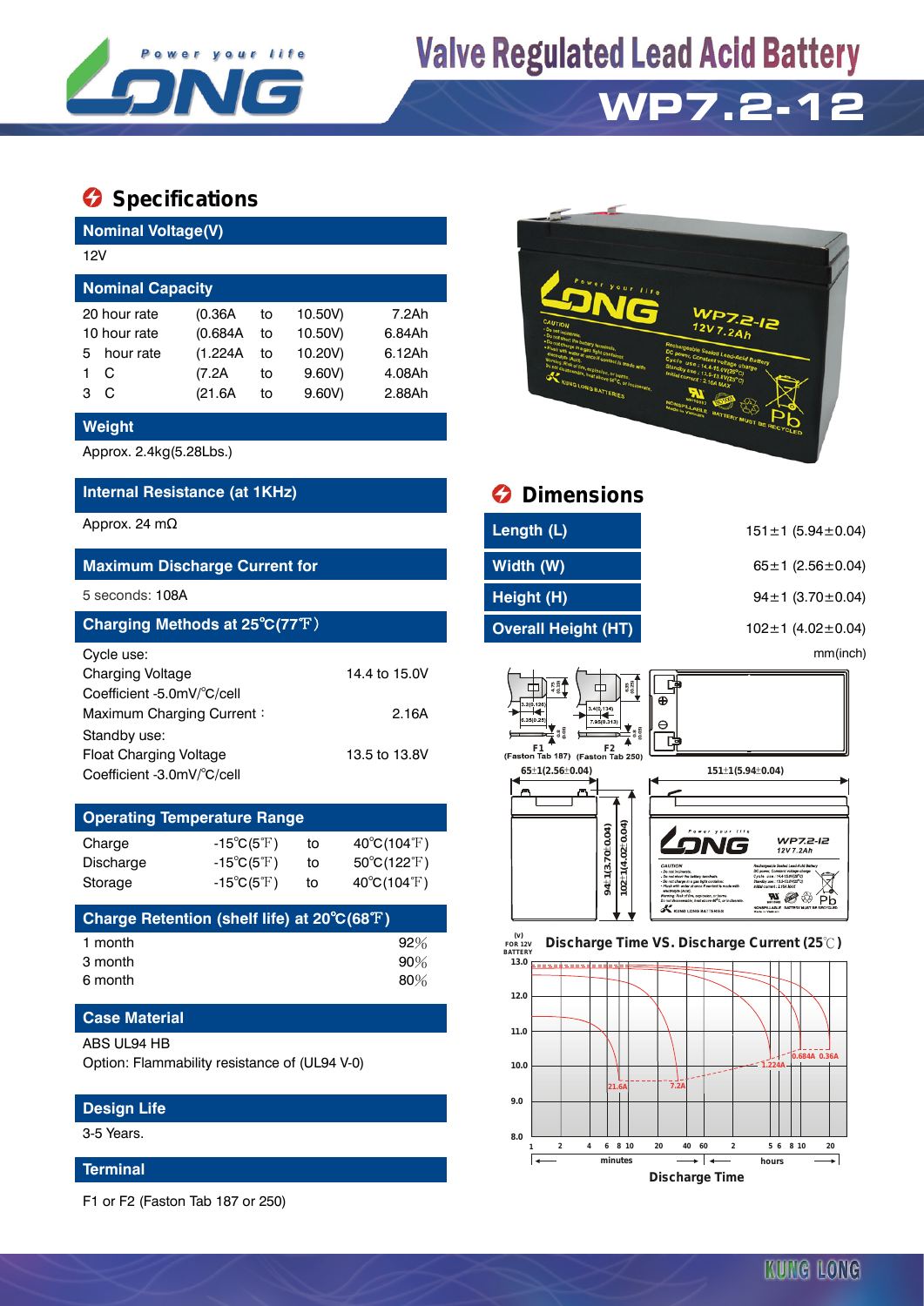# Valve Regulated Lead Acid Battery

# WP7.2-12

## Specifications

### Nominal Voltage(V)

12V

### Nominal Capacity

| | | | | |
|---|---|---|---|---|
| 20 hour rate | (0.36A | to | 10.50V) | 7.2Ah |
| 10 hour rate | (0.684A | to | 10.50V) | 6.84Ah |
| 5 hour rate | (1.224A | to | 10.20V) | 6.12Ah |
| 1 C | (7.2A | to | 9.60V) | 4.08Ah |
| 3 C | (21.6A | to | 9.60V) | 2.88Ah |

### Weight

Approx. 2.4kg(5.28Lbs.)

### Internal Resistance (at 1KHz)

Approx. 24 mΩ

### Maximum Discharge Current for

5 seconds: 108A

### Charging Methods at 25℃(77℉)

Cycle use:
Charging Voltage 14.4 to 15.0V
Coefficient -5.0mV/℃/cell
Maximum Charging Current : 2.16A

Standby use:
Float Charging Voltage 13.5 to 13.8V
Coefficient -3.0mV/℃/cell

### Operating Temperature Range

| | | | |
|---|---|---|---|
| Charge | -15℃(5℉) | to | 40℃(104℉) |
| Discharge | -15℃(5℉) | to | 50℃(122℉) |
| Storage | -15℃(5℉) | to | 40℃(104℉) |

### Charge Retention (shelf life) at 20℃(68℉)

| | |
|---|---|
| 1 month | 92% |
| 3 month | 90% |
| 6 month | 80% |

### Case Material

ABS UL94 HB
Option: Flammability resistance of (UL94 V-0)

### Design Life

3-5 Years.

### Terminal

F1 or F2 (Faston Tab 187 or 250)

## Dimensions

| | |
|---|---|
| Length (L) | 151±1 (5.94±0.04) |
| Width (W) | 65±1 (2.56±0.04) |
| Height (H) | 94±1 (3.70±0.04) |
| Overall Height (HT) | 102±1 (4.02±0.04) |

mm(inch)

F1 (Faston Tab 187) F2 (Faston Tab 250)

65±1(2.56±0.04) 151±1(5.94±0.04) 94±1(3.70±0.04) 102±1(4.02±0.04)

### Discharge Time VS. Discharge Current (25℃)

(V) FOR 12V BATTERY

Curves: 21.6A, 7.2A, 1.224A, 0.684A, 0.36A

Discharge Time (minutes 1–60, hours 2–20)

KUNG LONG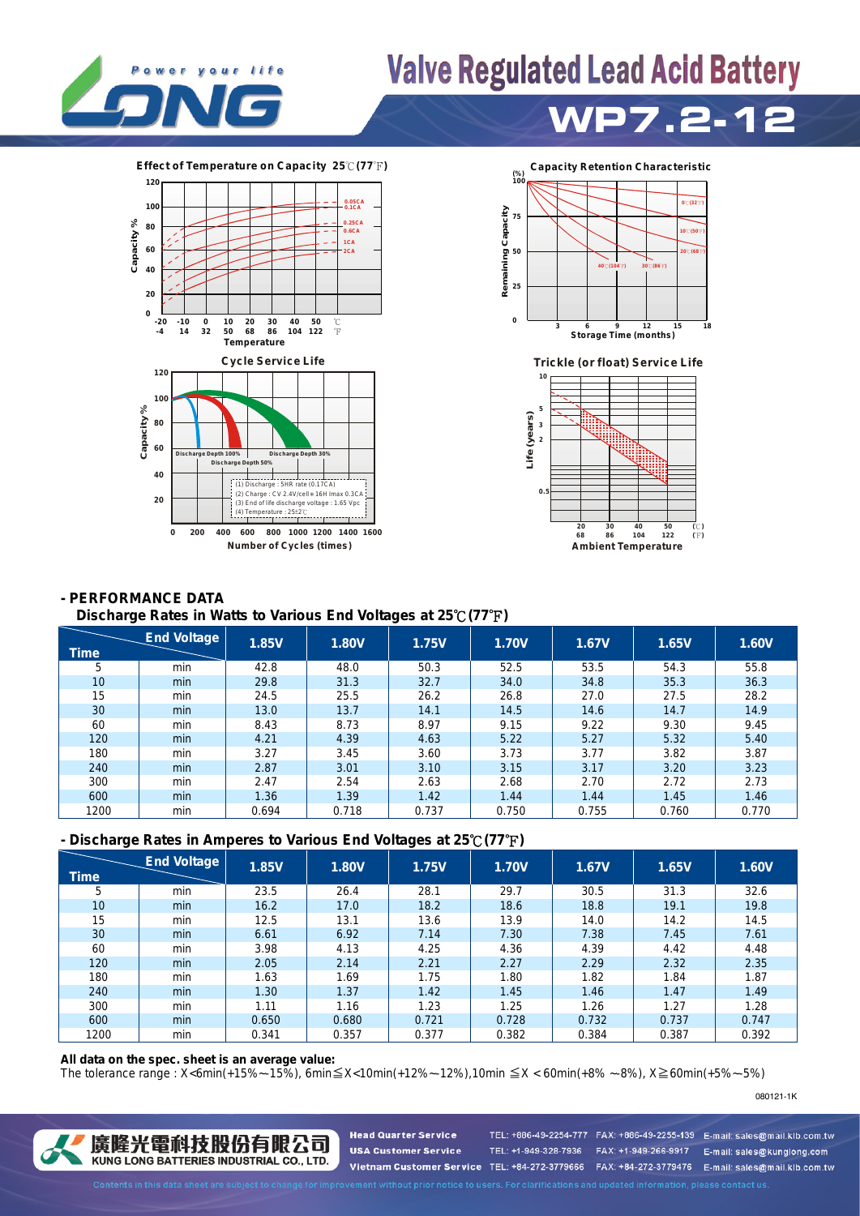# Valve Regulated Lead Acid Battery

## WP7.2-12

Power your life

LONG

Effect of Temperature on Capacity 25℃(77℉)

120
100
80
60
40
20
0
Capacity %
0.05CA
0.1CA
0.25CA
0.6CA
1CA
2CA
-20 -10 0 10 20 30 40 50 ℃
-4 14 32 50 68 86 104 122 ℉
Temperature

Capacity Retention Characteristic

(%)
100
75
50
25
0
Remaining Capacity
0℃(32℉)
10℃(50℉)
20℃(68℉)
40℃(104℉)
30℃(86℉)
3 6 9 12 15 18
Storage Time (months)

Cycle Service Life

120
100
80
60
40
20
Capacity%
Discharge Depth 100%
Discharge Depth 30%
Discharge Depth 50%
(1) Discharge : 5HR rate (0.17CA)
(2) Charge : CV 2.4V/cell×16H Imax 0.3CA
(3) End of life discharge voltage : 1.65 Vpc
(4) Temperature : 25±2℃
0 200 400 600 800 1000 1200 1400 1600
Number of Cycles (times)

Trickle (or float) Service Life

10
5
3
2
0.5
Life (years)
20 30 40 50 (℃)
68 86 104 122 (℉)
Ambient Temperature

## - PERFORMANCE DATA

### Discharge Rates in Watts to Various End Voltages at 25℃(77℉)

| Time | | 1.85V | 1.80V | 1.75V | 1.70V | 1.67V | 1.65V | 1.60V |
|---|---|---|---|---|---|---|---|---|
| 5 | min | 42.8 | 48.0 | 50.3 | 52.5 | 53.5 | 54.3 | 55.8 |
| 10 | min | 29.8 | 31.3 | 32.7 | 34.0 | 34.8 | 35.3 | 36.3 |
| 15 | min | 24.5 | 25.5 | 26.2 | 26.8 | 27.0 | 27.5 | 28.2 |
| 30 | min | 13.0 | 13.7 | 14.1 | 14.5 | 14.6 | 14.7 | 14.9 |
| 60 | min | 8.43 | 8.73 | 8.97 | 9.15 | 9.22 | 9.30 | 9.45 |
| 120 | min | 4.21 | 4.39 | 4.63 | 5.22 | 5.27 | 5.32 | 5.40 |
| 180 | min | 3.27 | 3.45 | 3.60 | 3.73 | 3.77 | 3.82 | 3.87 |
| 240 | min | 2.87 | 3.01 | 3.10 | 3.15 | 3.17 | 3.20 | 3.23 |
| 300 | min | 2.47 | 2.54 | 2.63 | 2.68 | 2.70 | 2.72 | 2.73 |
| 600 | min | 1.36 | 1.39 | 1.42 | 1.44 | 1.44 | 1.45 | 1.46 |
| 1200 | min | 0.694 | 0.718 | 0.737 | 0.750 | 0.755 | 0.760 | 0.770 |

### - Discharge Rates in Amperes to Various End Voltages at 25℃(77℉)

| Time | | 1.85V | 1.80V | 1.75V | 1.70V | 1.67V | 1.65V | 1.60V |
|---|---|---|---|---|---|---|---|---|
| 5 | min | 23.5 | 26.4 | 28.1 | 29.7 | 30.5 | 31.3 | 32.6 |
| 10 | min | 16.2 | 17.0 | 18.2 | 18.6 | 18.8 | 19.1 | 19.8 |
| 15 | min | 12.5 | 13.1 | 13.6 | 13.9 | 14.0 | 14.2 | 14.5 |
| 30 | min | 6.61 | 6.92 | 7.14 | 7.30 | 7.38 | 7.45 | 7.61 |
| 60 | min | 3.98 | 4.13 | 4.25 | 4.36 | 4.39 | 4.42 | 4.48 |
| 120 | min | 2.05 | 2.14 | 2.21 | 2.27 | 2.29 | 2.32 | 2.35 |
| 180 | min | 1.63 | 1.69 | 1.75 | 1.80 | 1.82 | 1.84 | 1.87 |
| 240 | min | 1.30 | 1.37 | 1.42 | 1.45 | 1.46 | 1.47 | 1.49 |
| 300 | min | 1.11 | 1.16 | 1.23 | 1.25 | 1.26 | 1.27 | 1.28 |
| 600 | min | 0.650 | 0.680 | 0.721 | 0.728 | 0.732 | 0.737 | 0.747 |
| 1200 | min | 0.341 | 0.357 | 0.377 | 0.382 | 0.384 | 0.387 | 0.392 |

**All data on the spec. sheet is an average value:**
The tolerance range : X<6min(+15%~15%), 6min≦X<10min(+12%~12%),10min ≦X <60min(+8% ~8%), X≧60min(+5%~5%)

080121-1K

廣隆光電科技股份有限公司
KUNG LONG BATTERIES INDUSTRIAL CO., LTD.

| | | | |
|---|---|---|---|
| Head Quarter Service | TEL: +886-49-2254-777 | FAX: +886-49-2255-139 | E-mail: sales@mail.klb.com.tw |
| USA Customer Service | TEL: +1-949-328-7936 | FAX: +1-949-266-8917 | E-mail: sales@kunglong.com |
| Vietnam Customer Service | TEL: +84-272-3779666 | FAX: +84-272-3779476 | E-mail: sales@mail.klb.com.tw |

Contents in this data sheet are subject to change for improvement without prior notice to users. For clarifications and updated information, please contact us.